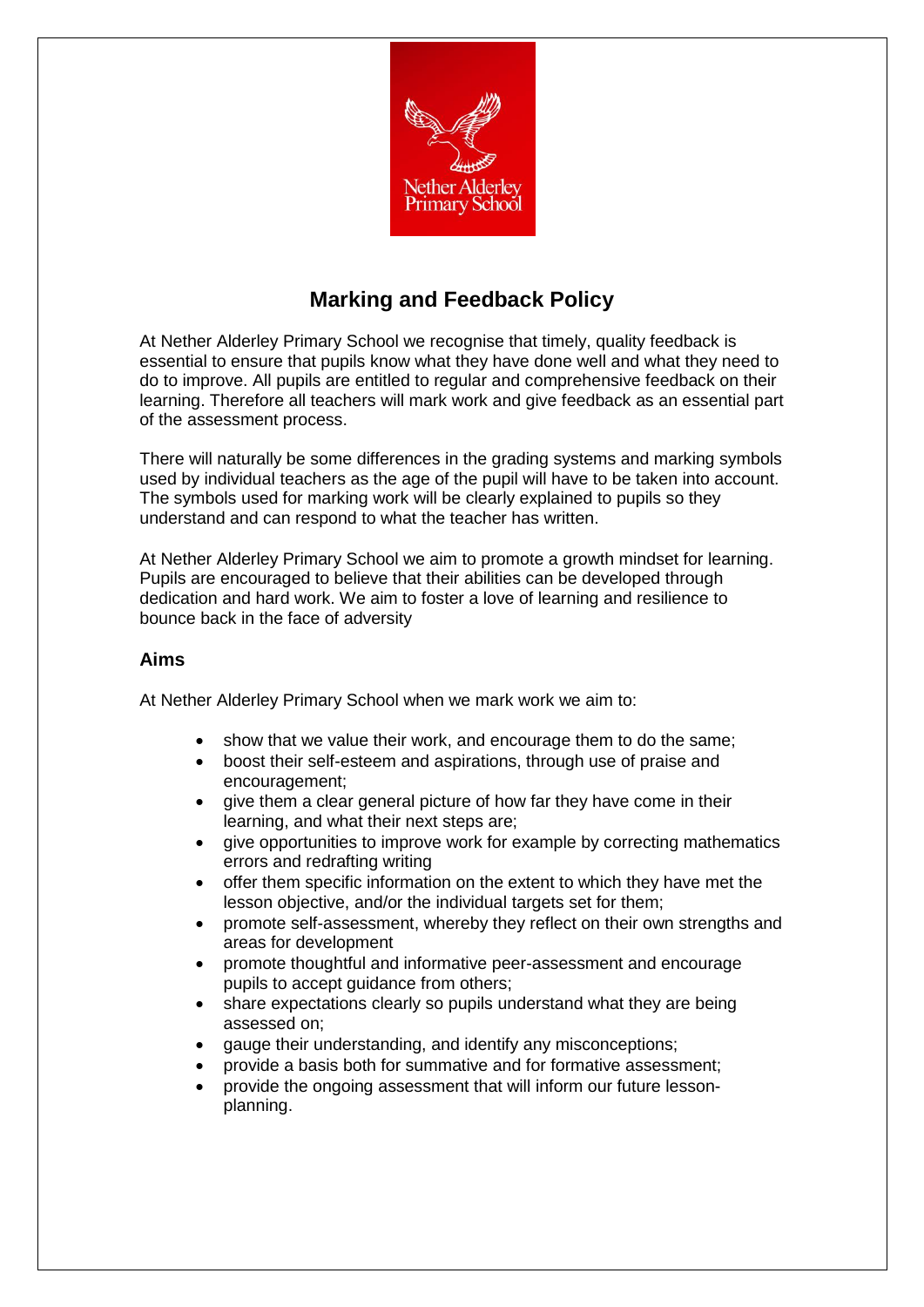# Marking and Feedback Policy

At Nether Alderley Primary School we recognise that timely, quality feedback is essential to ensure that pupils know what they have done well and what they need to do to improve. All pupils are entitled to regular and comprehensive feedback on their learning. Therefore all teachers will mark work and give feedback as an essential part of the assessment process.

There will naturally be some differences in the grading systems and marking symbols used by individual teachers as the age of the pupil will have to be taken into account. The symbols used for marking work will be clearly explained to pupils so they understand and can respond to what the teacher has written.

At Nether Alderley Primary School we aim to promote a growth mindset for learning. Pupils are encouraged to believe that their abilities can be developed through dedication and hard work. We aim to foster a love of learning and resilience to bounce back in the face of adversity

## Aims

At Nether Alderley Primary School when we mark work we aim to:

- show that we value their work, and encourage them to do the same;
- boost their self-esteem and aspirations, through use of praise and encouragement;
- give them a clear general picture of how far they have come in their learning, and what their next steps are;
- give opportunities to improve work for example by correcting mathematics errors and redrafting writing
- offer them specific information on the extent to which they have met the lesson objective, and/or the individual targets set for them;
- promote self-assessment, whereby they reflect on their own strengths and areas for development
- promote thoughtful and informative peer-assessment and encourage pupils to accept guidance from others;
- share expectations clearly so pupils understand what they are being assessed on;
- gauge their understanding, and identify any misconceptions;
- provide a basis both for summative and for formative assessment;
- provide the ongoing assessment that will inform our future lesson-planning.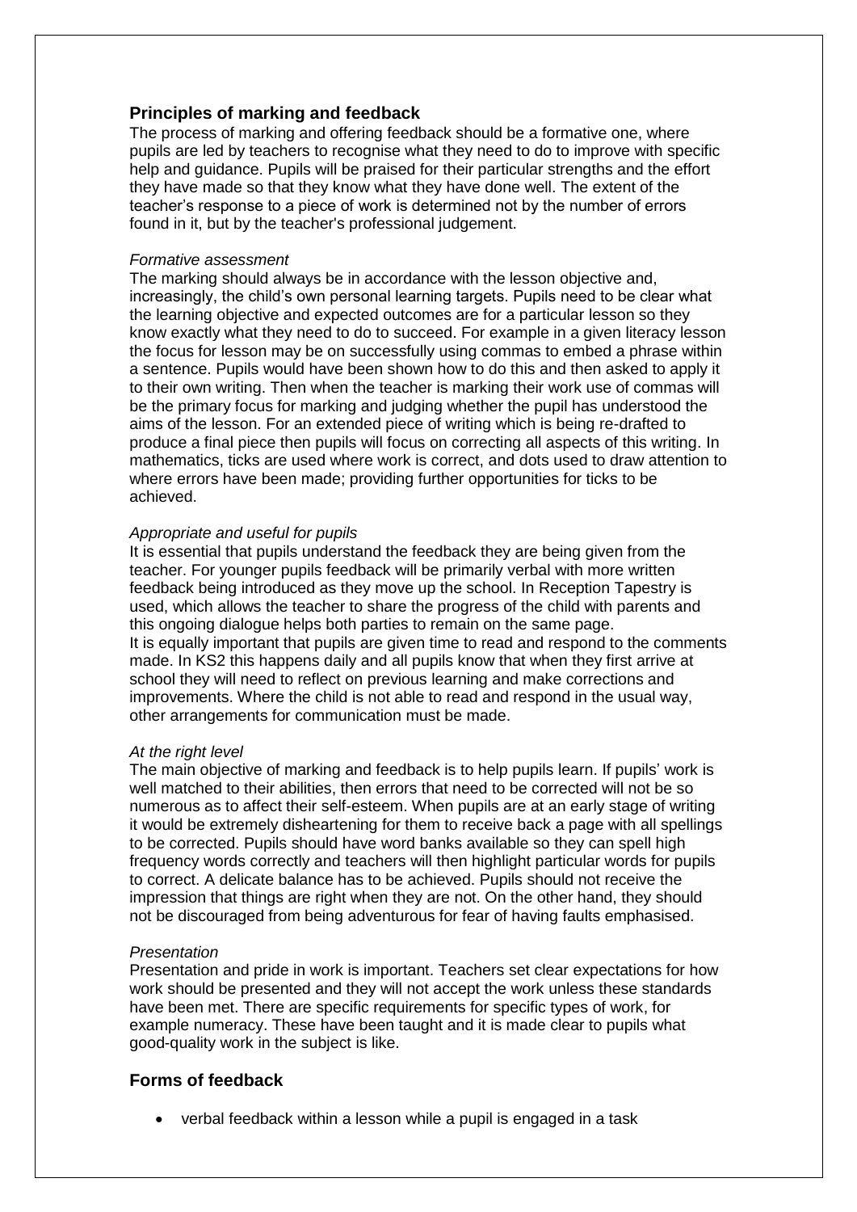## Principles of marking and feedback

The process of marking and offering feedback should be a formative one, where pupils are led by teachers to recognise what they need to do to improve with specific help and guidance. Pupils will be praised for their particular strengths and the effort they have made so that they know what they have done well. The extent of the teacher's response to a piece of work is determined not by the number of errors found in it, but by the teacher's professional judgement.

*Formative assessment*

The marking should always be in accordance with the lesson objective and, increasingly, the child's own personal learning targets. Pupils need to be clear what the learning objective and expected outcomes are for a particular lesson so they know exactly what they need to do to succeed. For example in a given literacy lesson the focus for lesson may be on successfully using commas to embed a phrase within a sentence. Pupils would have been shown how to do this and then asked to apply it to their own writing. Then when the teacher is marking their work use of commas will be the primary focus for marking and judging whether the pupil has understood the aims of the lesson. For an extended piece of writing which is being re-drafted to produce a final piece then pupils will focus on correcting all aspects of this writing. In mathematics, ticks are used where work is correct, and dots used to draw attention to where errors have been made; providing further opportunities for ticks to be achieved.

*Appropriate and useful for pupils*

It is essential that pupils understand the feedback they are being given from the teacher. For younger pupils feedback will be primarily verbal with more written feedback being introduced as they move up the school. In Reception Tapestry is used, which allows the teacher to share the progress of the child with parents and this ongoing dialogue helps both parties to remain on the same page.
It is equally important that pupils are given time to read and respond to the comments made. In KS2 this happens daily and all pupils know that when they first arrive at school they will need to reflect on previous learning and make corrections and improvements. Where the child is not able to read and respond in the usual way, other arrangements for communication must be made.

*At the right level*

The main objective of marking and feedback is to help pupils learn. If pupils' work is well matched to their abilities, then errors that need to be corrected will not be so numerous as to affect their self-esteem. When pupils are at an early stage of writing it would be extremely disheartening for them to receive back a page with all spellings to be corrected. Pupils should have word banks available so they can spell high frequency words correctly and teachers will then highlight particular words for pupils to correct. A delicate balance has to be achieved. Pupils should not receive the impression that things are right when they are not. On the other hand, they should not be discouraged from being adventurous for fear of having faults emphasised.

*Presentation*

Presentation and pride in work is important. Teachers set clear expectations for how work should be presented and they will not accept the work unless these standards have been met. There are specific requirements for specific types of work, for example numeracy. These have been taught and it is made clear to pupils what good-quality work in the subject is like.

## Forms of feedback

- verbal feedback within a lesson while a pupil is engaged in a task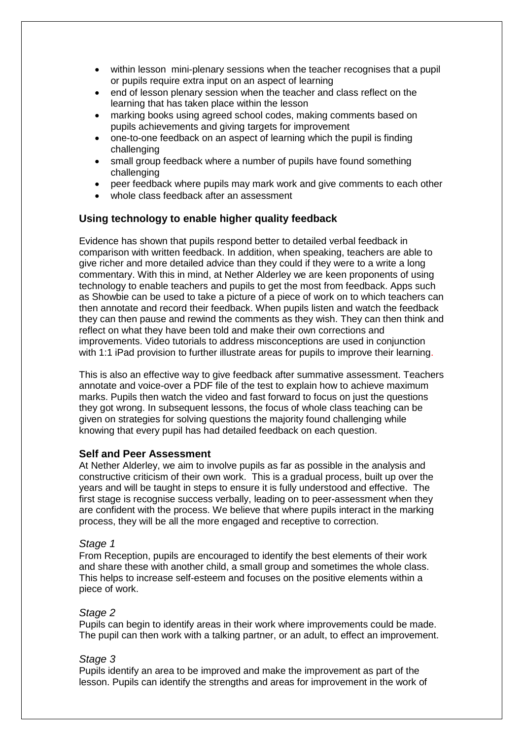- within lesson mini-plenary sessions when the teacher recognises that a pupil or pupils require extra input on an aspect of learning
- end of lesson plenary session when the teacher and class reflect on the learning that has taken place within the lesson
- marking books using agreed school codes, making comments based on pupils achievements and giving targets for improvement
- one-to-one feedback on an aspect of learning which the pupil is finding challenging
- small group feedback where a number of pupils have found something challenging
- peer feedback where pupils may mark work and give comments to each other
- whole class feedback after an assessment

## Using technology to enable higher quality feedback

Evidence has shown that pupils respond better to detailed verbal feedback in comparison with written feedback. In addition, when speaking, teachers are able to give richer and more detailed advice than they could if they were to a write a long commentary. With this in mind, at Nether Alderley we are keen proponents of using technology to enable teachers and pupils to get the most from feedback. Apps such as Showbie can be used to take a picture of a piece of work on to which teachers can then annotate and record their feedback. When pupils listen and watch the feedback they can then pause and rewind the comments as they wish. They can then think and reflect on what they have been told and make their own corrections and improvements. Video tutorials to address misconceptions are used in conjunction with 1:1 iPad provision to further illustrate areas for pupils to improve their learning.

This is also an effective way to give feedback after summative assessment. Teachers annotate and voice-over a PDF file of the test to explain how to achieve maximum marks. Pupils then watch the video and fast forward to focus on just the questions they got wrong. In subsequent lessons, the focus of whole class teaching can be given on strategies for solving questions the majority found challenging while knowing that every pupil has had detailed feedback on each question.

## Self and Peer Assessment

At Nether Alderley, we aim to involve pupils as far as possible in the analysis and constructive criticism of their own work. This is a gradual process, built up over the years and will be taught in steps to ensure it is fully understood and effective. The first stage is recognise success verbally, leading on to peer-assessment when they are confident with the process. We believe that where pupils interact in the marking process, they will be all the more engaged and receptive to correction.

*Stage 1*

From Reception, pupils are encouraged to identify the best elements of their work and share these with another child, a small group and sometimes the whole class. This helps to increase self-esteem and focuses on the positive elements within a piece of work.

*Stage 2*

Pupils can begin to identify areas in their work where improvements could be made. The pupil can then work with a talking partner, or an adult, to effect an improvement.

*Stage 3*

Pupils identify an area to be improved and make the improvement as part of the lesson. Pupils can identify the strengths and areas for improvement in the work of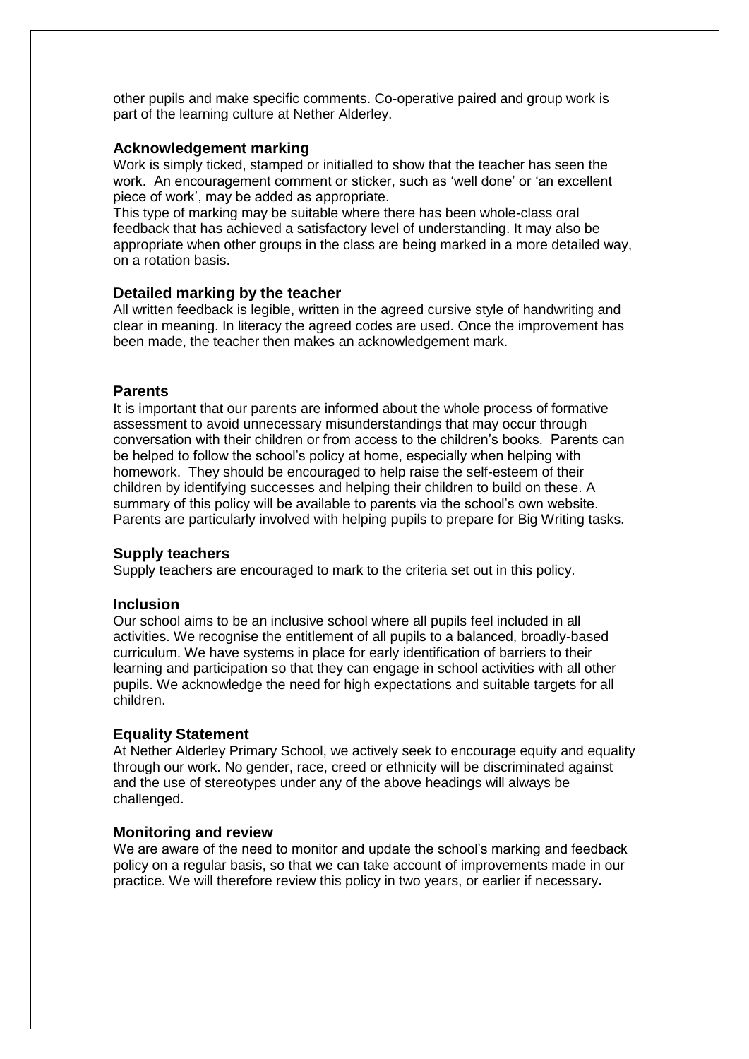other pupils and make specific comments. Co-operative paired and group work is part of the learning culture at Nether Alderley.

### Acknowledgement marking

Work is simply ticked, stamped or initialled to show that the teacher has seen the work. An encouragement comment or sticker, such as 'well done' or 'an excellent piece of work', may be added as appropriate.

This type of marking may be suitable where there has been whole-class oral feedback that has achieved a satisfactory level of understanding. It may also be appropriate when other groups in the class are being marked in a more detailed way, on a rotation basis.

### Detailed marking by the teacher

All written feedback is legible, written in the agreed cursive style of handwriting and clear in meaning. In literacy the agreed codes are used. Once the improvement has been made, the teacher then makes an acknowledgement mark.

### Parents

It is important that our parents are informed about the whole process of formative assessment to avoid unnecessary misunderstandings that may occur through conversation with their children or from access to the children's books. Parents can be helped to follow the school's policy at home, especially when helping with homework. They should be encouraged to help raise the self-esteem of their children by identifying successes and helping their children to build on these. A summary of this policy will be available to parents via the school's own website. Parents are particularly involved with helping pupils to prepare for Big Writing tasks.

### Supply teachers

Supply teachers are encouraged to mark to the criteria set out in this policy.

### Inclusion

Our school aims to be an inclusive school where all pupils feel included in all activities. We recognise the entitlement of all pupils to a balanced, broadly-based curriculum. We have systems in place for early identification of barriers to their learning and participation so that they can engage in school activities with all other pupils. We acknowledge the need for high expectations and suitable targets for all children.

### Equality Statement

At Nether Alderley Primary School, we actively seek to encourage equity and equality through our work. No gender, race, creed or ethnicity will be discriminated against and the use of stereotypes under any of the above headings will always be challenged.

### Monitoring and review

We are aware of the need to monitor and update the school's marking and feedback policy on a regular basis, so that we can take account of improvements made in our practice. We will therefore review this policy in two years, or earlier if necessary.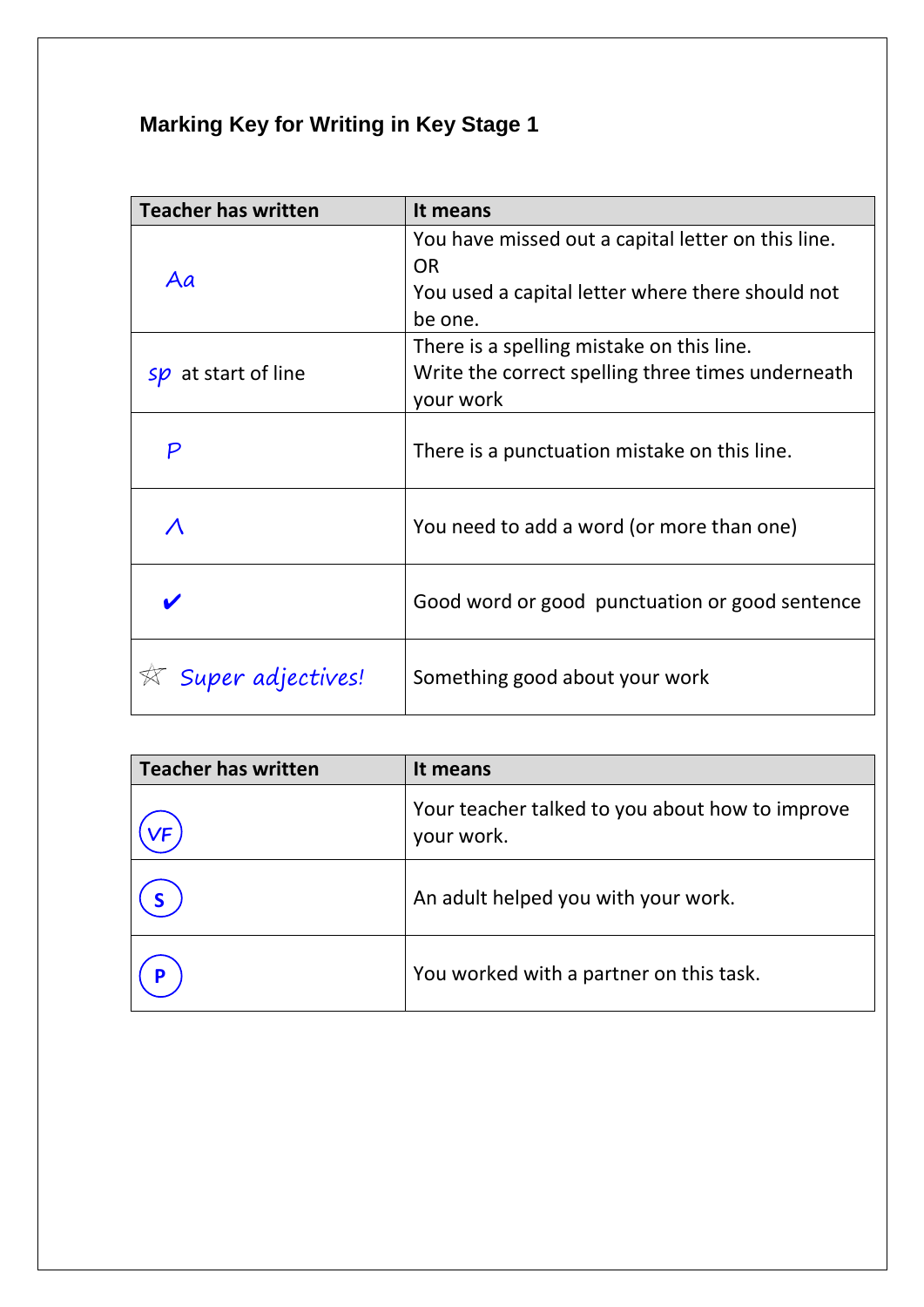### Marking Key for Writing in Key Stage 1

| Teacher has written | It means |
|---|---|
| Aa | You have missed out a capital letter on this line.<br>OR<br>You used a capital letter where there should not be one. |
| sp at start of line | There is a spelling mistake on this line.<br>Write the correct spelling three times underneath your work |
| P | There is a punctuation mistake on this line. |
| ʌ | You need to add a word (or more than one) |
| ✔ | Good word or good punctuation or good sentence |
| ☆ Super adjectives! | Something good about your work |

| Teacher has written | It means |
|---|---|
| (VF) | Your teacher talked to you about how to improve your work. |
| (S) | An adult helped you with your work. |
| (P) | You worked with a partner on this task. |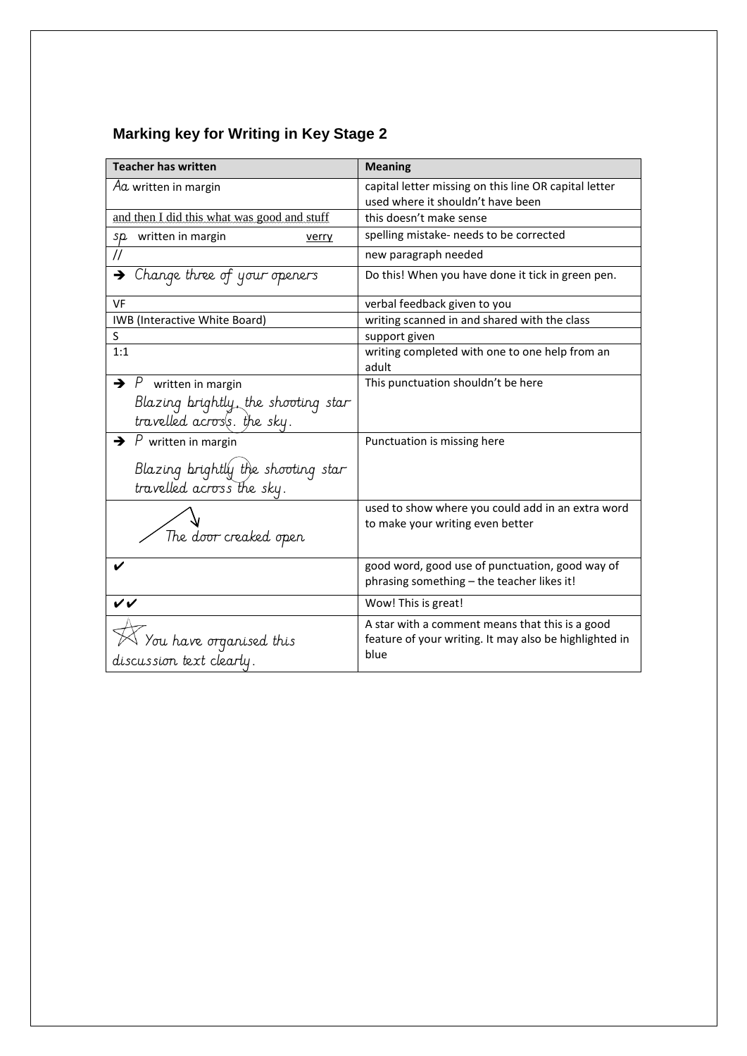## Marking key for Writing in Key Stage 2

| Teacher has written | Meaning |
|---|---|
| *Aa* written in margin | capital letter missing on this line OR capital letter used where it shouldn't have been |
| and then I did this what was good and stuff | this doesn't make sense |
| *sp* written in margin verry | spelling mistake- needs to be corrected |
| // | new paragraph needed |
| ➔ *Change three of your openers* | Do this! When you have done it tick in green pen. |
| VF | verbal feedback given to you |
| IWB (Interactive White Board) | writing scanned in and shared with the class |
| S | support given |
| 1:1 | writing completed with one to one help from an adult |
| ➔ *P* written in margin *Blazing brightly, the shooting star travelled across. the sky.* | This punctuation shouldn't be here |
| ➔ *P* written in margin *Blazing brightly the shooting star travelled across the sky.* | Punctuation is missing here |
| *The door creaked open* | used to show where you could add in an extra word to make your writing even better |
| ✔ | good word, good use of punctuation, good way of phrasing something – the teacher likes it! |
| ✔✔ | Wow! This is great! |
| ☆ *You have organised this discussion text clearly.* | A star with a comment means that this is a good feature of your writing. It may also be highlighted in blue |